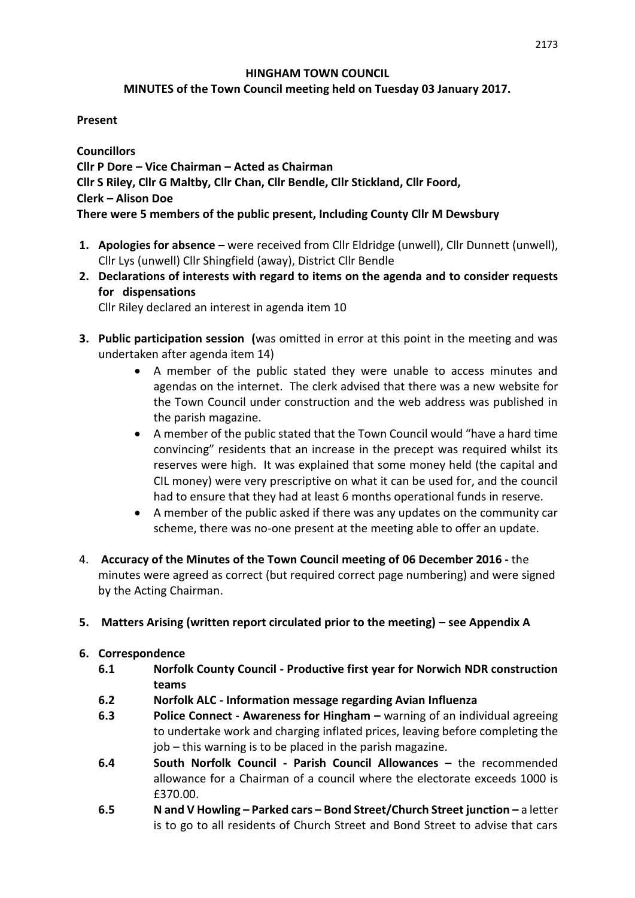# HINGHAM TOWN COUNCIL

## MINUTES of the Town Council meeting held on Tuesday 03 January 2017.

**Present**

**Councillors**
**Cllr P Dore – Vice Chairman – Acted as Chairman**
**Cllr S Riley, Cllr G Maltby, Cllr Chan, Cllr Bendle, Cllr Stickland, Cllr Foord,**
**Clerk – Alison Doe**
**There were 5 members of the public present, Including County Cllr M Dewsbury**

1. **Apologies for absence –** were received from Cllr Eldridge (unwell), Cllr Dunnett (unwell), Cllr Lys (unwell) Cllr Shingfield (away), District Cllr Bendle
2. **Declarations of interests with regard to items on the agenda and to consider requests for dispensations**
   Cllr Riley declared an interest in agenda item 10
3. **Public participation session (**was omitted in error at this point in the meeting and was undertaken after agenda item 14)
   - A member of the public stated they were unable to access minutes and agendas on the internet. The clerk advised that there was a new website for the Town Council under construction and the web address was published in the parish magazine.
   - A member of the public stated that the Town Council would "have a hard time convincing" residents that an increase in the precept was required whilst its reserves were high. It was explained that some money held (the capital and CIL money) were very prescriptive on what it can be used for, and the council had to ensure that they had at least 6 months operational funds in reserve.
   - A member of the public asked if there was any updates on the community car scheme, there was no-one present at the meeting able to offer an update.
4. **Accuracy of the Minutes of the Town Council meeting of 06 December 2016 -** the minutes were agreed as correct (but required correct page numbering) and were signed by the Acting Chairman.
5. **Matters Arising (written report circulated prior to the meeting) – see Appendix A**
6. **Correspondence**
   - **6.1 Norfolk County Council - Productive first year for Norwich NDR construction teams**
   - **6.2 Norfolk ALC - Information message regarding Avian Influenza**
   - **6.3 Police Connect - Awareness for Hingham –** warning of an individual agreeing to undertake work and charging inflated prices, leaving before completing the job – this warning is to be placed in the parish magazine.
   - **6.4 South Norfolk Council - Parish Council Allowances –** the recommended allowance for a Chairman of a council where the electorate exceeds 1000 is £370.00.
   - **6.5 N and V Howling – Parked cars – Bond Street/Church Street junction –** a letter is to go to all residents of Church Street and Bond Street to advise that cars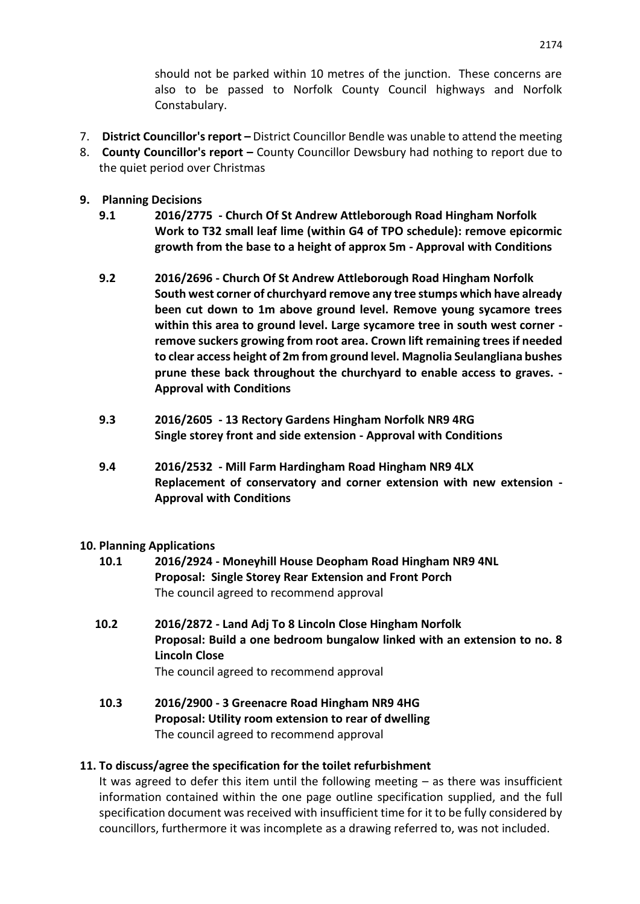should not be parked within 10 metres of the junction. These concerns are also to be passed to Norfolk County Council highways and Norfolk Constabulary.

7. **District Councillor's report –** District Councillor Bendle was unable to attend the meeting
8. **County Councillor's report –** County Councillor Dewsbury had nothing to report due to the quiet period over Christmas

**9. Planning Decisions**

**9.1 2016/2775 - Church Of St Andrew Attleborough Road Hingham Norfolk Work to T32 small leaf lime (within G4 of TPO schedule): remove epicormic growth from the base to a height of approx 5m - Approval with Conditions**

**9.2 2016/2696 - Church Of St Andrew Attleborough Road Hingham Norfolk South west corner of churchyard remove any tree stumps which have already been cut down to 1m above ground level. Remove young sycamore trees within this area to ground level. Large sycamore tree in south west corner - remove suckers growing from root area. Crown lift remaining trees if needed to clear access height of 2m from ground level. Magnolia Seulangliana bushes prune these back throughout the churchyard to enable access to graves. - Approval with Conditions**

**9.3 2016/2605 - 13 Rectory Gardens Hingham Norfolk NR9 4RG Single storey front and side extension - Approval with Conditions**

**9.4 2016/2532 - Mill Farm Hardingham Road Hingham NR9 4LX Replacement of conservatory and corner extension with new extension - Approval with Conditions**

**10. Planning Applications**

**10.1 2016/2924 - Moneyhill House Deopham Road Hingham NR9 4NL**
**Proposal: Single Storey Rear Extension and Front Porch**
The council agreed to recommend approval

**10.2 2016/2872 - Land Adj To 8 Lincoln Close Hingham Norfolk**
**Proposal: Build a one bedroom bungalow linked with an extension to no. 8 Lincoln Close**
The council agreed to recommend approval

**10.3 2016/2900 - 3 Greenacre Road Hingham NR9 4HG**
**Proposal: Utility room extension to rear of dwelling**
The council agreed to recommend approval

**11. To discuss/agree the specification for the toilet refurbishment**

It was agreed to defer this item until the following meeting – as there was insufficient information contained within the one page outline specification supplied, and the full specification document was received with insufficient time for it to be fully considered by councillors, furthermore it was incomplete as a drawing referred to, was not included.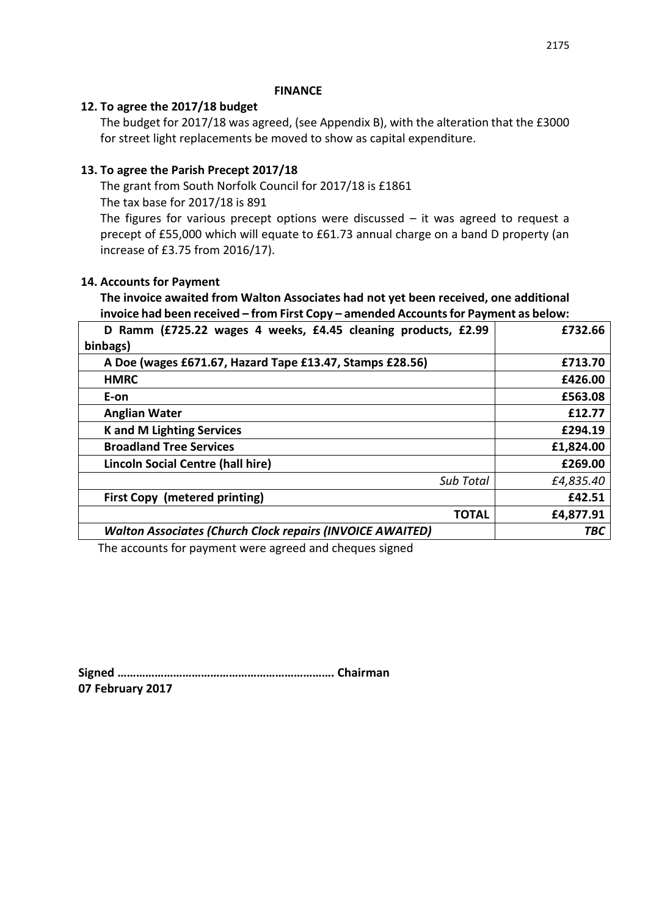**FINANCE**

**12. To agree the 2017/18 budget**

The budget for 2017/18 was agreed, (see Appendix B), with the alteration that the £3000 for street light replacements be moved to show as capital expenditure.

**13. To agree the Parish Precept 2017/18**

The grant from South Norfolk Council for 2017/18 is £1861

The tax base for 2017/18 is 891

The figures for various precept options were discussed – it was agreed to request a precept of £55,000 which will equate to £61.73 annual charge on a band D property (an increase of £3.75 from 2016/17).

**14. Accounts for Payment**

**The invoice awaited from Walton Associates had not yet been received, one additional invoice had been received – from First Copy – amended Accounts for Payment as below:**

| | |
|---|---|
| **D Ramm (£725.22 wages 4 weeks, £4.45 cleaning products, £2.99 binbags)** | **£732.66** |
| **A Doe (wages £671.67, Hazard Tape £13.47, Stamps £28.56)** | **£713.70** |
| **HMRC** | **£426.00** |
| **E-on** | **£563.08** |
| **Anglian Water** | **£12.77** |
| **K and M Lighting Services** | **£294.19** |
| **Broadland Tree Services** | **£1,824.00** |
| **Lincoln Social Centre (hall hire)** | **£269.00** |
| *Sub Total* | *£4,835.40* |
| **First Copy (metered printing)** | **£42.51** |
| **TOTAL** | **£4,877.91** |
| ***Walton Associates (Church Clock repairs (INVOICE AWAITED)*** | ***TBC*** |

The accounts for payment were agreed and cheques signed

**Signed ……………………………………………………………. Chairman**
**07 February 2017**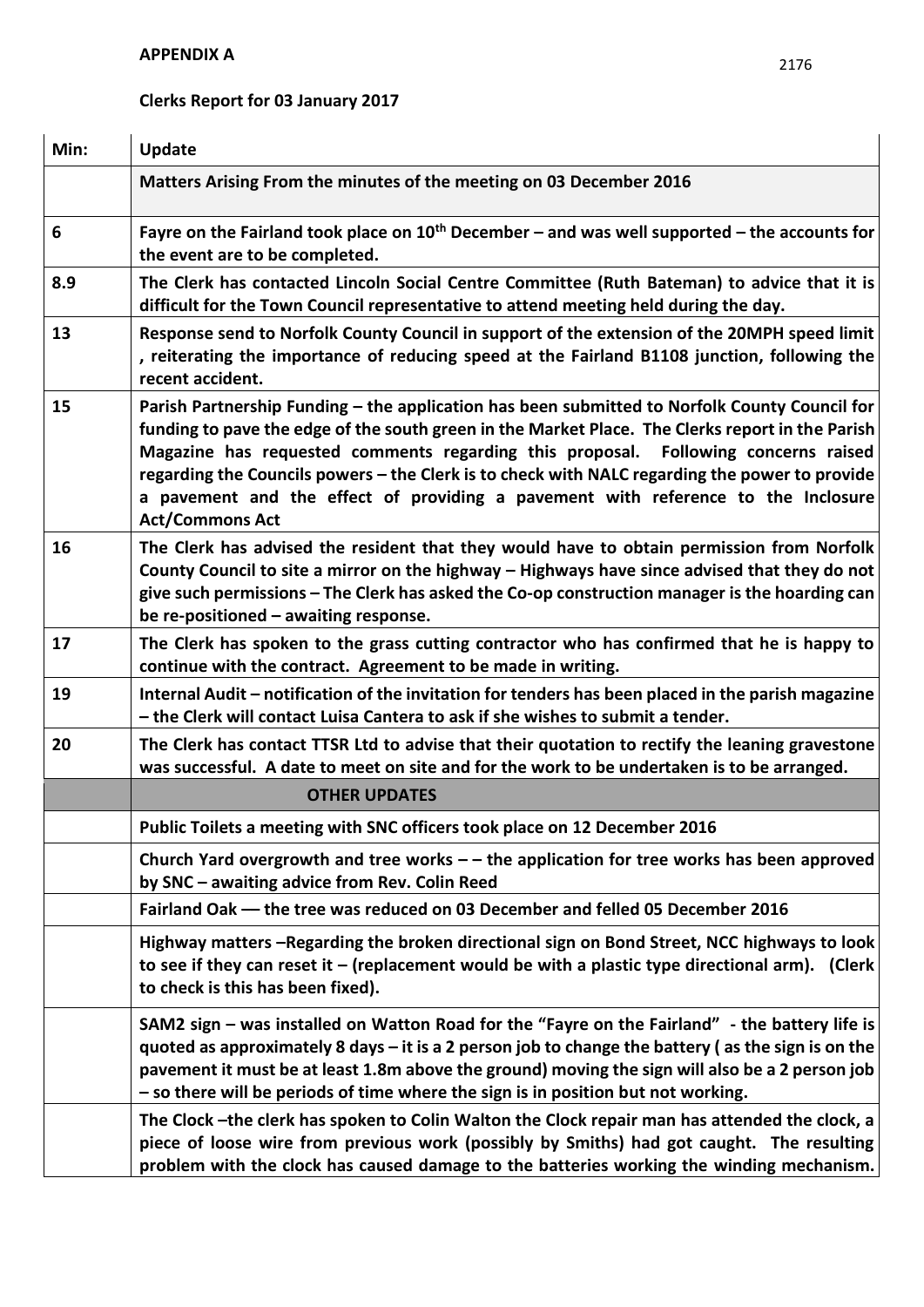**APPENDIX A**

**Clerks Report for 03 January 2017**

| Min: | Update |
|---|---|
| | **Matters Arising From the minutes of the meeting on 03 December 2016** |
| **6** | **Fayre on the Fairland took place on 10th December – and was well supported – the accounts for the event are to be completed.** |
| **8.9** | **The Clerk has contacted Lincoln Social Centre Committee (Ruth Bateman) to advice that it is difficult for the Town Council representative to attend meeting held during the day.** |
| **13** | **Response send to Norfolk County Council in support of the extension of the 20MPH speed limit , reiterating the importance of reducing speed at the Fairland B1108 junction, following the recent accident.** |
| **15** | **Parish Partnership Funding – the application has been submitted to Norfolk County Council for funding to pave the edge of the south green in the Market Place. The Clerks report in the Parish Magazine has requested comments regarding this proposal. Following concerns raised regarding the Councils powers – the Clerk is to check with NALC regarding the power to provide a pavement and the effect of providing a pavement with reference to the Inclosure Act/Commons Act** |
| **16** | **The Clerk has advised the resident that they would have to obtain permission from Norfolk County Council to site a mirror on the highway – Highways have since advised that they do not give such permissions – The Clerk has asked the Co-op construction manager is the hoarding can be re-positioned – awaiting response.** |
| **17** | **The Clerk has spoken to the grass cutting contractor who has confirmed that he is happy to continue with the contract. Agreement to be made in writing.** |
| **19** | **Internal Audit – notification of the invitation for tenders has been placed in the parish magazine – the Clerk will contact Luisa Cantera to ask if she wishes to submit a tender.** |
| **20** | **The Clerk has contact TTSR Ltd to advise that their quotation to rectify the leaning gravestone was successful. A date to meet on site and for the work to be undertaken is to be arranged.** |
| | **OTHER UPDATES** |
| | **Public Toilets a meeting with SNC officers took place on 12 December 2016** |
| | **Church Yard overgrowth and tree works – – the application for tree works has been approved by SNC – awaiting advice from Rev. Colin Reed** |
| | **Fairland Oak –– the tree was reduced on 03 December and felled 05 December 2016** |
| | **Highway matters –Regarding the broken directional sign on Bond Street, NCC highways to look to see if they can reset it – (replacement would be with a plastic type directional arm). (Clerk to check is this has been fixed).** |
| | **SAM2 sign – was installed on Watton Road for the "Fayre on the Fairland" - the battery life is quoted as approximately 8 days – it is a 2 person job to change the battery ( as the sign is on the pavement it must be at least 1.8m above the ground) moving the sign will also be a 2 person job – so there will be periods of time where the sign is in position but not working.** |
| | **The Clock –the clerk has spoken to Colin Walton the Clock repair man has attended the clock, a piece of loose wire from previous work (possibly by Smiths) had got caught. The resulting problem with the clock has caused damage to the batteries working the winding mechanism.** |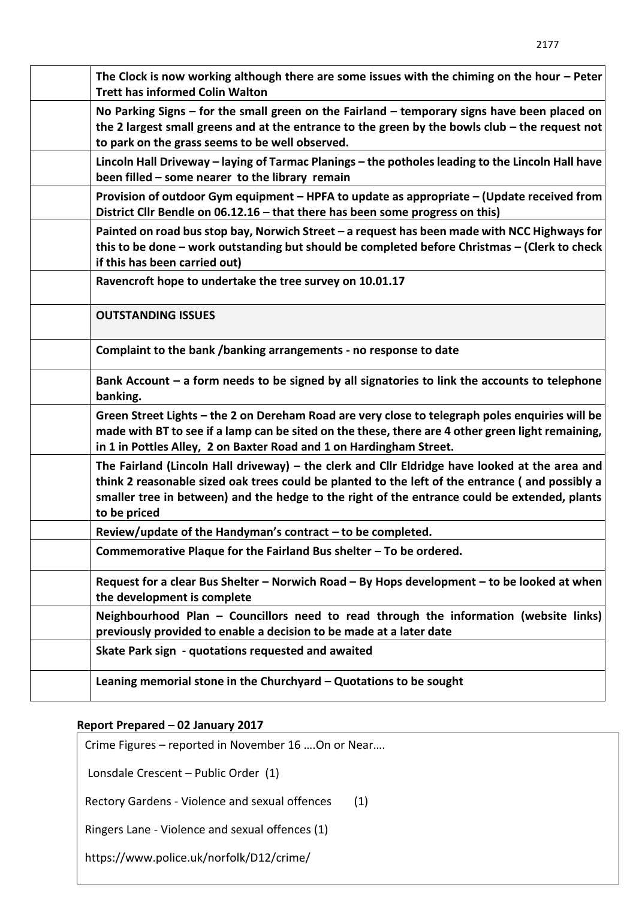| | |
|---|---|
| | **The Clock is now working although there are some issues with the chiming on the hour – Peter Trett has informed Colin Walton** |
| | **No Parking Signs – for the small green on the Fairland – temporary signs have been placed on the 2 largest small greens and at the entrance to the green by the bowls club – the request not to park on the grass seems to be well observed.** |
| | **Lincoln Hall Driveway – laying of Tarmac Planings – the potholes leading to the Lincoln Hall have been filled – some nearer to the library remain** |
| | **Provision of outdoor Gym equipment – HPFA to update as appropriate – (Update received from District Cllr Bendle on 06.12.16 – that there has been some progress on this)** |
| | **Painted on road bus stop bay, Norwich Street – a request has been made with NCC Highways for this to be done – work outstanding but should be completed before Christmas – (Clerk to check if this has been carried out)** |
| | **Ravencroft hope to undertake the tree survey on 10.01.17** |
| | **OUTSTANDING ISSUES** |
| | **Complaint to the bank /banking arrangements - no response to date** |
| | **Bank Account – a form needs to be signed by all signatories to link the accounts to telephone banking.** |
| | **Green Street Lights – the 2 on Dereham Road are very close to telegraph poles enquiries will be made with BT to see if a lamp can be sited on the these, there are 4 other green light remaining, in 1 in Pottles Alley, 2 on Baxter Road and 1 on Hardingham Street.** |
| | **The Fairland (Lincoln Hall driveway) – the clerk and Cllr Eldridge have looked at the area and think 2 reasonable sized oak trees could be planted to the left of the entrance ( and possibly a smaller tree in between) and the hedge to the right of the entrance could be extended, plants to be priced** |
| | **Review/update of the Handyman's contract – to be completed.** |
| | **Commemorative Plaque for the Fairland Bus shelter – To be ordered.** |
| | **Request for a clear Bus Shelter – Norwich Road – By Hops development – to be looked at when the development is complete** |
| | **Neighbourhood Plan – Councillors need to read through the information (website links) previously provided to enable a decision to be made at a later date** |
| | **Skate Park sign - quotations requested and awaited** |
| | **Leaning memorial stone in the Churchyard – Quotations to be sought** |

**Report Prepared – 02 January 2017**

Crime Figures – reported in November 16 ….On or Near….

Lonsdale Crescent – Public Order (1)

Rectory Gardens - Violence and sexual offences (1)

Ringers Lane - Violence and sexual offences (1)

https://www.police.uk/norfolk/D12/crime/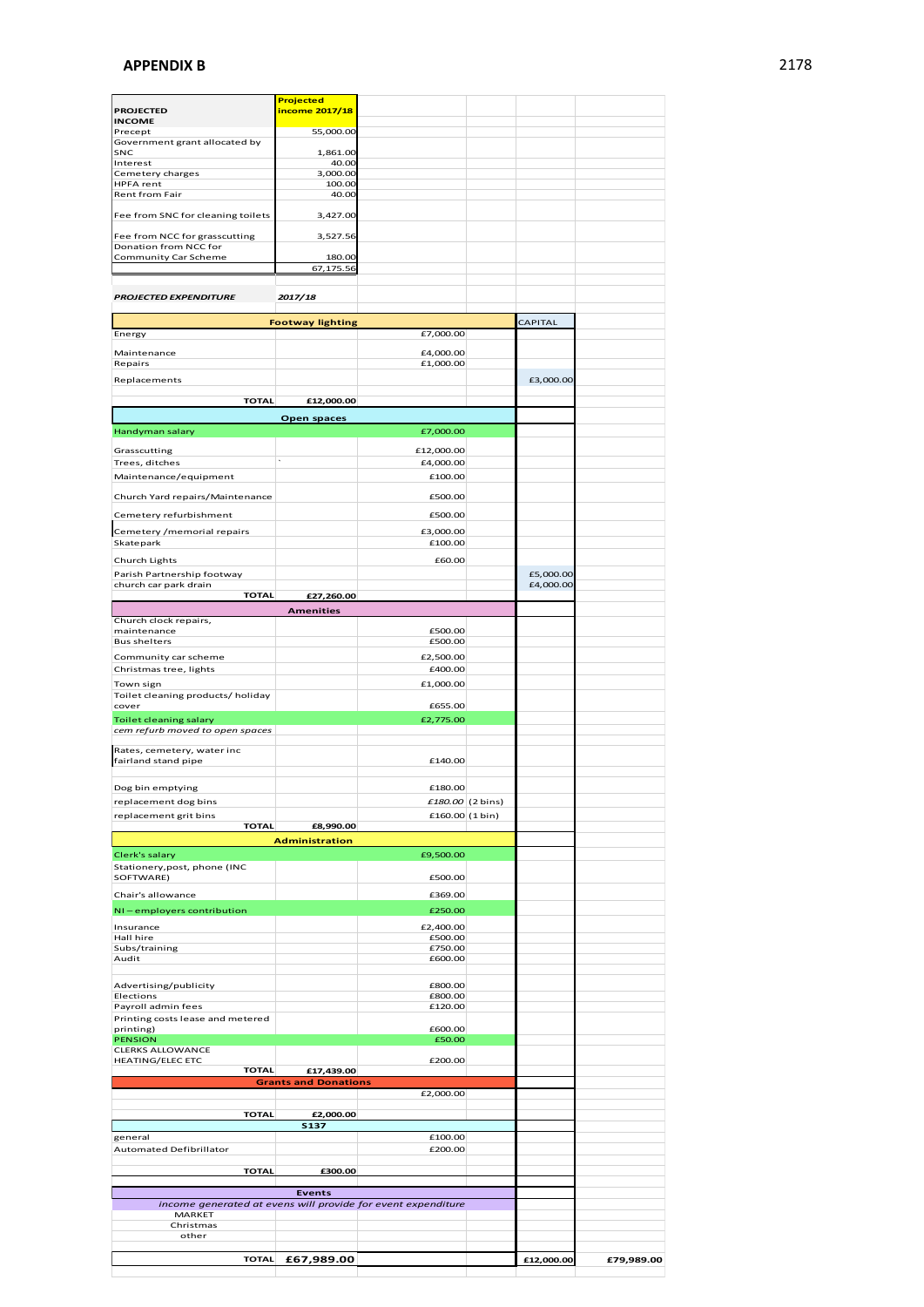## APPENDIX B

| PROJECTED INCOME | Projected income 2017/18 |
|---|---|
| Precept | 55,000.00 |
| Government grant allocated by SNC | 1,861.00 |
| Interest | 40.00 |
| Cemetery charges | 3,000.00 |
| HPFA rent | 100.00 |
| Rent from Fair | 40.00 |
| Fee from SNC for cleaning toilets | 3,427.00 |
| Fee from NCC for grasscutting | 3,527.56 |
| Donation from NCC for Community Car Scheme | 180.00 |
| | 67,175.56 |

| *PROJECTED EXPENDITURE* | *2017/18* | | | | |
|---|---|---|---|---|---|
| | **Footway lighting** | | | CAPITAL | |
| Energy | | £7,000.00 | | | |
| Maintenance | | £4,000.00 | | | |
| Repairs | | £1,000.00 | | | |
| Replacements | | | | £3,000.00 | |
| **TOTAL** | **£12,000.00** | | | | |
| | **Open spaces** | | | | |
| Handyman salary | | £7,000.00 | | | |
| Grasscutting | | £12,000.00 | | | |
| Trees, ditches | ` | £4,000.00 | | | |
| Maintenance/equipment | | £100.00 | | | |
| Church Yard repairs/Maintenance | | £500.00 | | | |
| Cemetery refurbishment | | £500.00 | | | |
| Cemetery /memorial repairs | | £3,000.00 | | | |
| Skatepark | | £100.00 | | | |
| Church Lights | | £60.00 | | | |
| Parish Partnership footway | | | | £5,000.00 | |
| church car park drain | | | | £4,000.00 | |
| **TOTAL** | **£27,260.00** | | | | |
| | **Amenities** | | | | |
| Church clock repairs, maintenance | | £500.00 | | | |
| Bus shelters | | £500.00 | | | |
| Community car scheme | | £2,500.00 | | | |
| Christmas tree, lights | | £400.00 | | | |
| Town sign | | £1,000.00 | | | |
| Toilet cleaning products/ holiday cover | | £655.00 | | | |
| Toilet cleaning salary | | £2,775.00 | | | |
| *cem refurb moved to open spaces* | | | | | |
| Rates, cemetery, water inc fairland stand pipe | | £140.00 | | | |
| Dog bin emptying | | £180.00 | | | |
| replacement dog bins | | *£180.00* | (2 bins) | | |
| replacement grit bins | | £160.00 | (1 bin) | | |
| **TOTAL** | **£8,990.00** | | | | |
| | **Administration** | | | | |
| Clerk's salary | | £9,500.00 | | | |
| Stationery,post, phone (INC SOFTWARE) | | £500.00 | | | |
| Chair's allowance | | £369.00 | | | |
| NI – employers contribution | | £250.00 | | | |
| Insurance | | £2,400.00 | | | |
| Hall hire | | £500.00 | | | |
| Subs/training | | £750.00 | | | |
| Audit | | £600.00 | | | |
| Advertising/publicity | | £800.00 | | | |
| Elections | | £800.00 | | | |
| Payroll admin fees | | £120.00 | | | |
| Printing costs lease and metered printing) | | £600.00 | | | |
| PENSION | | £50.00 | | | |
| CLERKS ALLOWANCE HEATING/ELEC ETC | | £200.00 | | | |
| **TOTAL** | **£17,439.00** | | | | |
| | **Grants and Donations** | | | | |
| | | £2,000.00 | | | |
| **TOTAL** | **£2,000.00** | | | | |
| | **S137** | | | | |
| general | | £100.00 | | | |
| Automated Defibrillator | | £200.00 | | | |
| **TOTAL** | **£300.00** | | | | |
| | **Events** | | | | |
| *income generated at evens will provide for event expenditure* | | | | | |
| MARKET | | | | | |
| Christmas | | | | | |
| other | | | | | |
| **TOTAL** | **£67,989.00** | | | **£12,000.00** | **£79,989.00** |